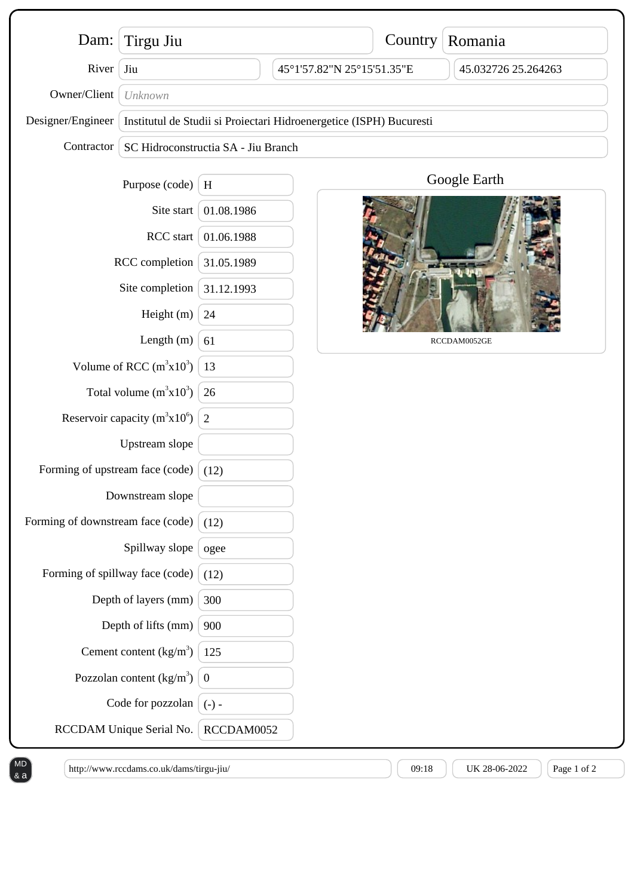| | |
|---|---|
| Dam: | Tirgu Jiu |
| Country | Romania |
| River | Jiu |
| Coordinates | 45°1'57.82"N 25°15'51.35"E |
| Decimal coordinates | 45.032726 25.264263 |
| Owner/Client | *Unknown* |
| Designer/Engineer | Institutul de Studii si Proiectari Hidroenergetice (ISPH) Bucuresti |
| Contractor | SC Hidroconstructia SA - Jiu Branch |

## Google Earth

RCCDAM0052GE

| | |
|---|---|
| Purpose (code) | H |
| Site start | 01.08.1986 |
| RCC start | 01.06.1988 |
| RCC completion | 31.05.1989 |
| Site completion | 31.12.1993 |
| Height (m) | 24 |
| Length (m) | 61 |
| Volume of RCC ($m^3x10^3$) | 13 |
| Total volume ($m^3x10^3$) | 26 |
| Reservoir capacity ($m^3x10^6$) | 2 |
| Upstream slope | |
| Forming of upstream face (code) | (12) |
| Downstream slope | |
| Forming of downstream face (code) | (12) |
| Spillway slope | ogee |
| Forming of spillway face (code) | (12) |
| Depth of layers (mm) | 300 |
| Depth of lifts (mm) | 900 |
| Cement content ($kg/m^3$) | 125 |
| Pozzolan content ($kg/m^3$) | 0 |
| Code for pozzolan | (-) - |
| RCCDAM Unique Serial No. | RCCDAM0052 |

http://www.rccdams.co.uk/dams/tirgu-jiu/ | 09:18 | UK 28-06-2022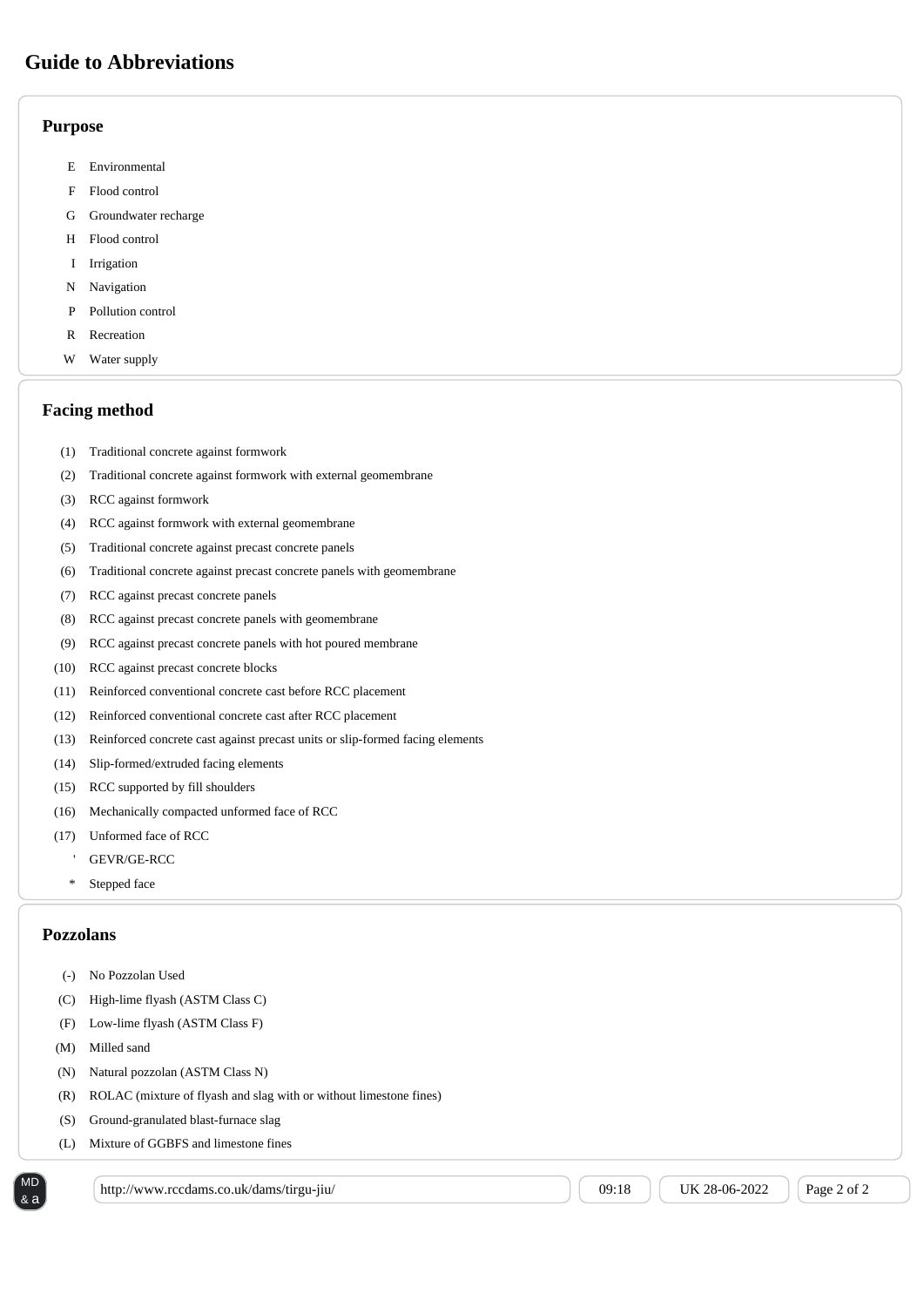# Guide to Abbreviations

## Purpose

- E Environmental
- F Flood control
- G Groundwater recharge
- H Flood control
- I Irrigation
- N Navigation
- P Pollution control
- R Recreation
- W Water supply

## Facing method

- (1) Traditional concrete against formwork
- (2) Traditional concrete against formwork with external geomembrane
- (3) RCC against formwork
- (4) RCC against formwork with external geomembrane
- (5) Traditional concrete against precast concrete panels
- (6) Traditional concrete against precast concrete panels with geomembrane
- (7) RCC against precast concrete panels
- (8) RCC against precast concrete panels with geomembrane
- (9) RCC against precast concrete panels with hot poured membrane
- (10) RCC against precast concrete blocks
- (11) Reinforced conventional concrete cast before RCC placement
- (12) Reinforced conventional concrete cast after RCC placement
- (13) Reinforced concrete cast against precast units or slip-formed facing elements
- (14) Slip-formed/extruded facing elements
- (15) RCC supported by fill shoulders
- (16) Mechanically compacted unformed face of RCC
- (17) Unformed face of RCC
- ' GEVR/GE-RCC
- * Stepped face

## Pozzolans

- (-) No Pozzolan Used
- (C) High-lime flyash (ASTM Class C)
- (F) Low-lime flyash (ASTM Class F)
- (M) Milled sand
- (N) Natural pozzolan (ASTM Class N)
- (R) ROLAC (mixture of flyash and slag with or without limestone fines)
- (S) Ground-granulated blast-furnace slag
- (L) Mixture of GGBFS and limestone fines